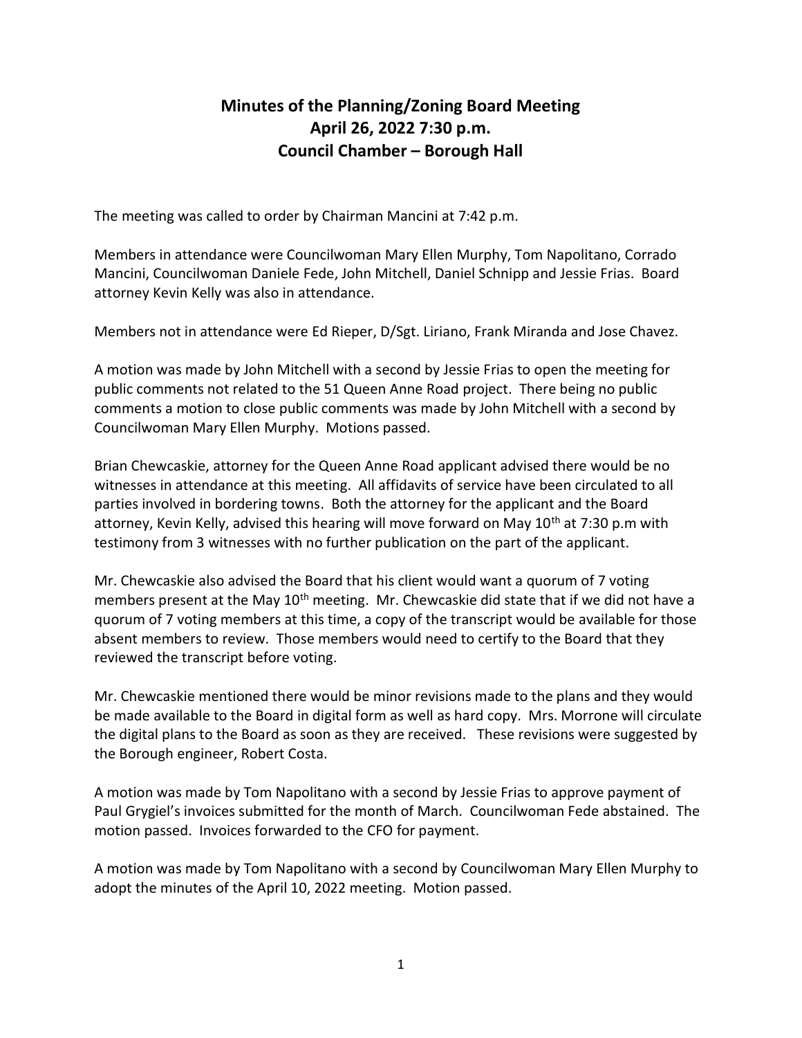**Minutes of the Planning/Zoning Board Meeting**
**April 26, 2022 7:30 p.m.**
**Council Chamber – Borough Hall**

The meeting was called to order by Chairman Mancini at 7:42 p.m.

Members in attendance were Councilwoman Mary Ellen Murphy, Tom Napolitano, Corrado Mancini, Councilwoman Daniele Fede, John Mitchell, Daniel Schnipp and Jessie Frias. Board attorney Kevin Kelly was also in attendance.

Members not in attendance were Ed Rieper, D/Sgt. Liriano, Frank Miranda and Jose Chavez.

A motion was made by John Mitchell with a second by Jessie Frias to open the meeting for public comments not related to the 51 Queen Anne Road project. There being no public comments a motion to close public comments was made by John Mitchell with a second by Councilwoman Mary Ellen Murphy. Motions passed.

Brian Chewcaskie, attorney for the Queen Anne Road applicant advised there would be no witnesses in attendance at this meeting. All affidavits of service have been circulated to all parties involved in bordering towns. Both the attorney for the applicant and the Board attorney, Kevin Kelly, advised this hearing will move forward on May 10th at 7:30 p.m with testimony from 3 witnesses with no further publication on the part of the applicant.

Mr. Chewcaskie also advised the Board that his client would want a quorum of 7 voting members present at the May 10th meeting. Mr. Chewcaskie did state that if we did not have a quorum of 7 voting members at this time, a copy of the transcript would be available for those absent members to review. Those members would need to certify to the Board that they reviewed the transcript before voting.

Mr. Chewcaskie mentioned there would be minor revisions made to the plans and they would be made available to the Board in digital form as well as hard copy. Mrs. Morrone will circulate the digital plans to the Board as soon as they are received. These revisions were suggested by the Borough engineer, Robert Costa.

A motion was made by Tom Napolitano with a second by Jessie Frias to approve payment of Paul Grygiel's invoices submitted for the month of March. Councilwoman Fede abstained. The motion passed. Invoices forwarded to the CFO for payment.

A motion was made by Tom Napolitano with a second by Councilwoman Mary Ellen Murphy to adopt the minutes of the April 10, 2022 meeting. Motion passed.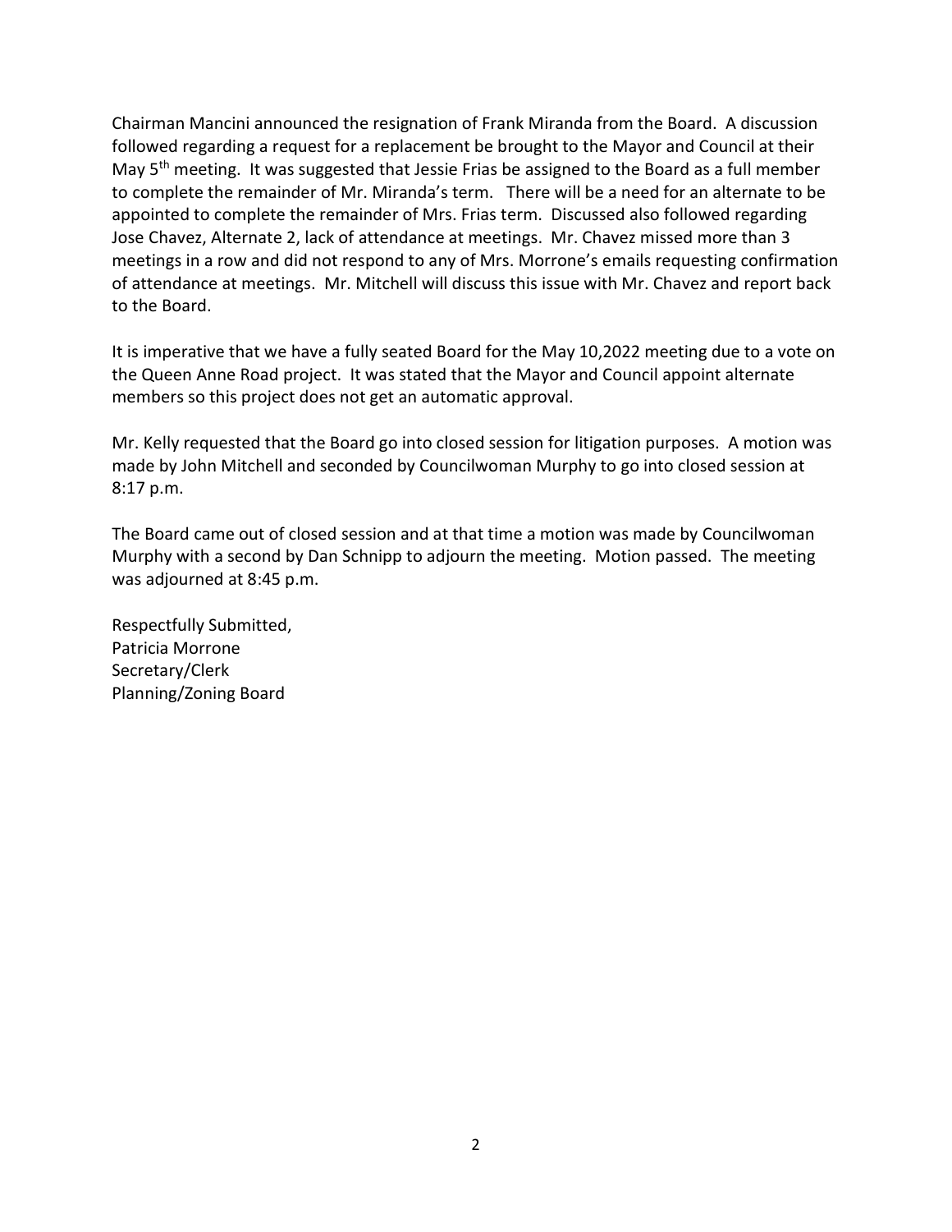Chairman Mancini announced the resignation of Frank Miranda from the Board. A discussion followed regarding a request for a replacement be brought to the Mayor and Council at their May 5th meeting. It was suggested that Jessie Frias be assigned to the Board as a full member to complete the remainder of Mr. Miranda's term. There will be a need for an alternate to be appointed to complete the remainder of Mrs. Frias term. Discussed also followed regarding Jose Chavez, Alternate 2, lack of attendance at meetings. Mr. Chavez missed more than 3 meetings in a row and did not respond to any of Mrs. Morrone's emails requesting confirmation of attendance at meetings. Mr. Mitchell will discuss this issue with Mr. Chavez and report back to the Board.

It is imperative that we have a fully seated Board for the May 10,2022 meeting due to a vote on the Queen Anne Road project. It was stated that the Mayor and Council appoint alternate members so this project does not get an automatic approval.

Mr. Kelly requested that the Board go into closed session for litigation purposes. A motion was made by John Mitchell and seconded by Councilwoman Murphy to go into closed session at 8:17 p.m.

The Board came out of closed session and at that time a motion was made by Councilwoman Murphy with a second by Dan Schnipp to adjourn the meeting. Motion passed. The meeting was adjourned at 8:45 p.m.

Respectfully Submitted,
Patricia Morrone
Secretary/Clerk
Planning/Zoning Board